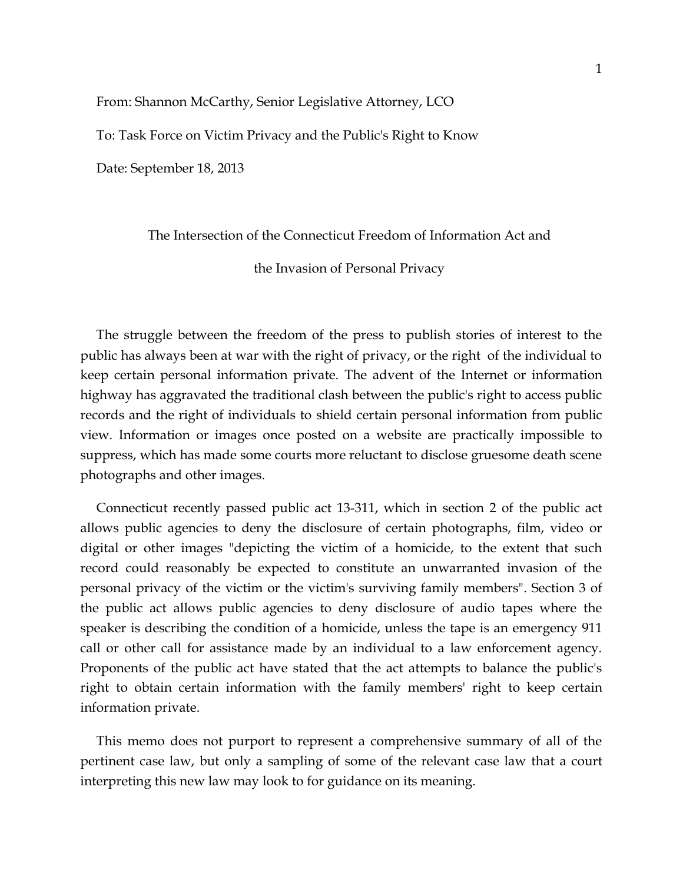From: Shannon McCarthy, Senior Legislative Attorney, LCO

To: Task Force on Victim Privacy and the Public's Right to Know

Date: September 18, 2013

## The Intersection of the Connecticut Freedom of Information Act and the Invasion of Personal Privacy

The struggle between the freedom of the press to publish stories of interest to the public has always been at war with the right of privacy, or the right of the individual to keep certain personal information private. The advent of the Internet or information highway has aggravated the traditional clash between the public's right to access public records and the right of individuals to shield certain personal information from public view. Information or images once posted on a website are practically impossible to suppress, which has made some courts more reluctant to disclose gruesome death scene photographs and other images.

Connecticut recently passed public act 13-311, which in section 2 of the public act allows public agencies to deny the disclosure of certain photographs, film, video or digital or other images "depicting the victim of a homicide, to the extent that such record could reasonably be expected to constitute an unwarranted invasion of the personal privacy of the victim or the victim's surviving family members". Section 3 of the public act allows public agencies to deny disclosure of audio tapes where the speaker is describing the condition of a homicide, unless the tape is an emergency 911 call or other call for assistance made by an individual to a law enforcement agency. Proponents of the public act have stated that the act attempts to balance the public's right to obtain certain information with the family members' right to keep certain information private.

This memo does not purport to represent a comprehensive summary of all of the pertinent case law, but only a sampling of some of the relevant case law that a court interpreting this new law may look to for guidance on its meaning.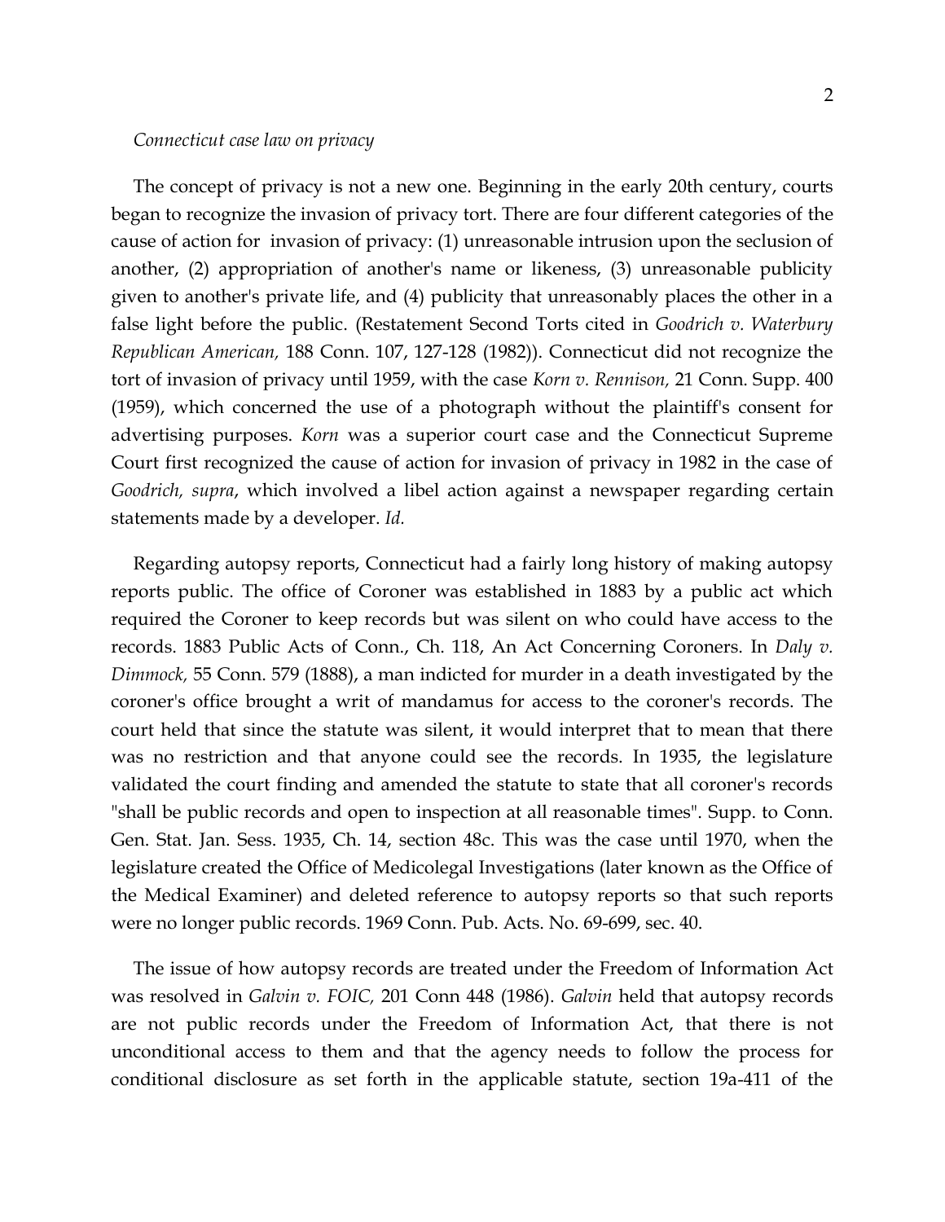*Connecticut case law on privacy*

The concept of privacy is not a new one. Beginning in the early 20th century, courts began to recognize the invasion of privacy tort. There are four different categories of the cause of action for invasion of privacy: (1) unreasonable intrusion upon the seclusion of another, (2) appropriation of another's name or likeness, (3) unreasonable publicity given to another's private life, and (4) publicity that unreasonably places the other in a false light before the public. (Restatement Second Torts cited in *Goodrich v. Waterbury Republican American,* 188 Conn. 107, 127-128 (1982)). Connecticut did not recognize the tort of invasion of privacy until 1959, with the case *Korn v. Rennison,* 21 Conn. Supp. 400 (1959), which concerned the use of a photograph without the plaintiff's consent for advertising purposes. *Korn* was a superior court case and the Connecticut Supreme Court first recognized the cause of action for invasion of privacy in 1982 in the case of *Goodrich, supra*, which involved a libel action against a newspaper regarding certain statements made by a developer. *Id.*

Regarding autopsy reports, Connecticut had a fairly long history of making autopsy reports public. The office of Coroner was established in 1883 by a public act which required the Coroner to keep records but was silent on who could have access to the records. 1883 Public Acts of Conn., Ch. 118, An Act Concerning Coroners. In *Daly v. Dimmock,* 55 Conn. 579 (1888), a man indicted for murder in a death investigated by the coroner's office brought a writ of mandamus for access to the coroner's records. The court held that since the statute was silent, it would interpret that to mean that there was no restriction and that anyone could see the records. In 1935, the legislature validated the court finding and amended the statute to state that all coroner's records "shall be public records and open to inspection at all reasonable times". Supp. to Conn. Gen. Stat. Jan. Sess. 1935, Ch. 14, section 48c. This was the case until 1970, when the legislature created the Office of Medicolegal Investigations (later known as the Office of the Medical Examiner) and deleted reference to autopsy reports so that such reports were no longer public records. 1969 Conn. Pub. Acts. No. 69-699, sec. 40.

The issue of how autopsy records are treated under the Freedom of Information Act was resolved in *Galvin v. FOIC,* 201 Conn 448 (1986). *Galvin* held that autopsy records are not public records under the Freedom of Information Act, that there is not unconditional access to them and that the agency needs to follow the process for conditional disclosure as set forth in the applicable statute, section 19a-411 of the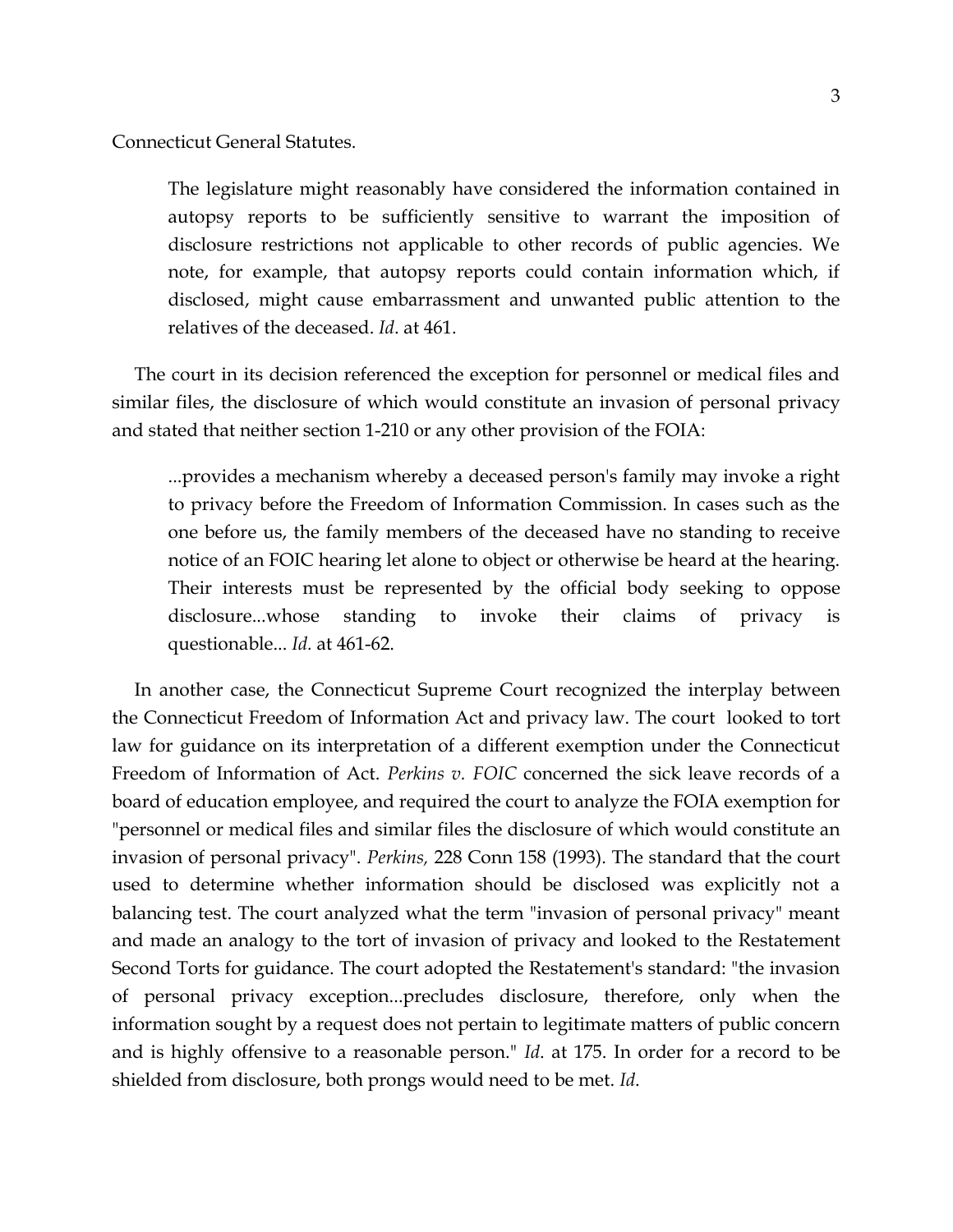Connecticut General Statutes.

> The legislature might reasonably have considered the information contained in autopsy reports to be sufficiently sensitive to warrant the imposition of disclosure restrictions not applicable to other records of public agencies. We note, for example, that autopsy reports could contain information which, if disclosed, might cause embarrassment and unwanted public attention to the relatives of the deceased. *Id.* at 461.

The court in its decision referenced the exception for personnel or medical files and similar files, the disclosure of which would constitute an invasion of personal privacy and stated that neither section 1-210 or any other provision of the FOIA:

> ...provides a mechanism whereby a deceased person's family may invoke a right to privacy before the Freedom of Information Commission. In cases such as the one before us, the family members of the deceased have no standing to receive notice of an FOIC hearing let alone to object or otherwise be heard at the hearing. Their interests must be represented by the official body seeking to oppose disclosure...whose standing to invoke their claims of privacy is questionable... *Id.* at 461-62.

In another case, the Connecticut Supreme Court recognized the interplay between the Connecticut Freedom of Information Act and privacy law. The court looked to tort law for guidance on its interpretation of a different exemption under the Connecticut Freedom of Information of Act. *Perkins v. FOIC* concerned the sick leave records of a board of education employee, and required the court to analyze the FOIA exemption for "personnel or medical files and similar files the disclosure of which would constitute an invasion of personal privacy". *Perkins,* 228 Conn 158 (1993). The standard that the court used to determine whether information should be disclosed was explicitly not a balancing test. The court analyzed what the term "invasion of personal privacy" meant and made an analogy to the tort of invasion of privacy and looked to the Restatement Second Torts for guidance. The court adopted the Restatement's standard: "the invasion of personal privacy exception...precludes disclosure, therefore, only when the information sought by a request does not pertain to legitimate matters of public concern and is highly offensive to a reasonable person." *Id*. at 175. In order for a record to be shielded from disclosure, both prongs would need to be met. *Id.*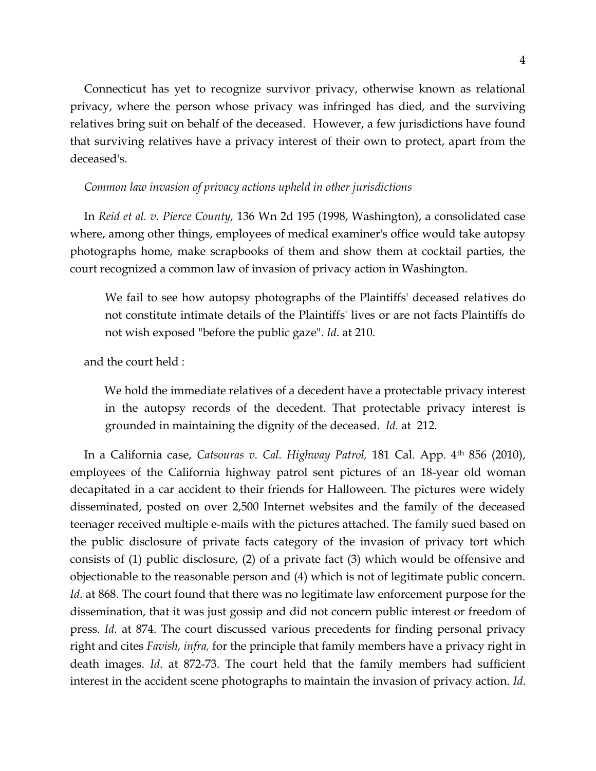Connecticut has yet to recognize survivor privacy, otherwise known as relational privacy, where the person whose privacy was infringed has died, and the surviving relatives bring suit on behalf of the deceased. However, a few jurisdictions have found that surviving relatives have a privacy interest of their own to protect, apart from the deceased's.

*Common law invasion of privacy actions upheld in other jurisdictions*

In *Reid et al. v. Pierce County,* 136 Wn 2d 195 (1998, Washington), a consolidated case where, among other things, employees of medical examiner's office would take autopsy photographs home, make scrapbooks of them and show them at cocktail parties, the court recognized a common law of invasion of privacy action in Washington.

> We fail to see how autopsy photographs of the Plaintiffs' deceased relatives do not constitute intimate details of the Plaintiffs' lives or are not facts Plaintiffs do not wish exposed "before the public gaze". *Id*. at 210.

and the court held :

> We hold the immediate relatives of a decedent have a protectable privacy interest in the autopsy records of the decedent. That protectable privacy interest is grounded in maintaining the dignity of the deceased. *Id*. at 212.

In a California case, *Catsouras v. Cal. Highway Patrol,* 181 Cal. App. 4th 856 (2010), employees of the California highway patrol sent pictures of an 18-year old woman decapitated in a car accident to their friends for Halloween. The pictures were widely disseminated, posted on over 2,500 Internet websites and the family of the deceased teenager received multiple e-mails with the pictures attached. The family sued based on the public disclosure of private facts category of the invasion of privacy tort which consists of (1) public disclosure, (2) of a private fact (3) which would be offensive and objectionable to the reasonable person and (4) which is not of legitimate public concern. *Id*. at 868. The court found that there was no legitimate law enforcement purpose for the dissemination, that it was just gossip and did not concern public interest or freedom of press. *Id.* at 874. The court discussed various precedents for finding personal privacy right and cites *Favish, infra,* for the principle that family members have a privacy right in death images. *Id*. at 872-73. The court held that the family members had sufficient interest in the accident scene photographs to maintain the invasion of privacy action. *Id*.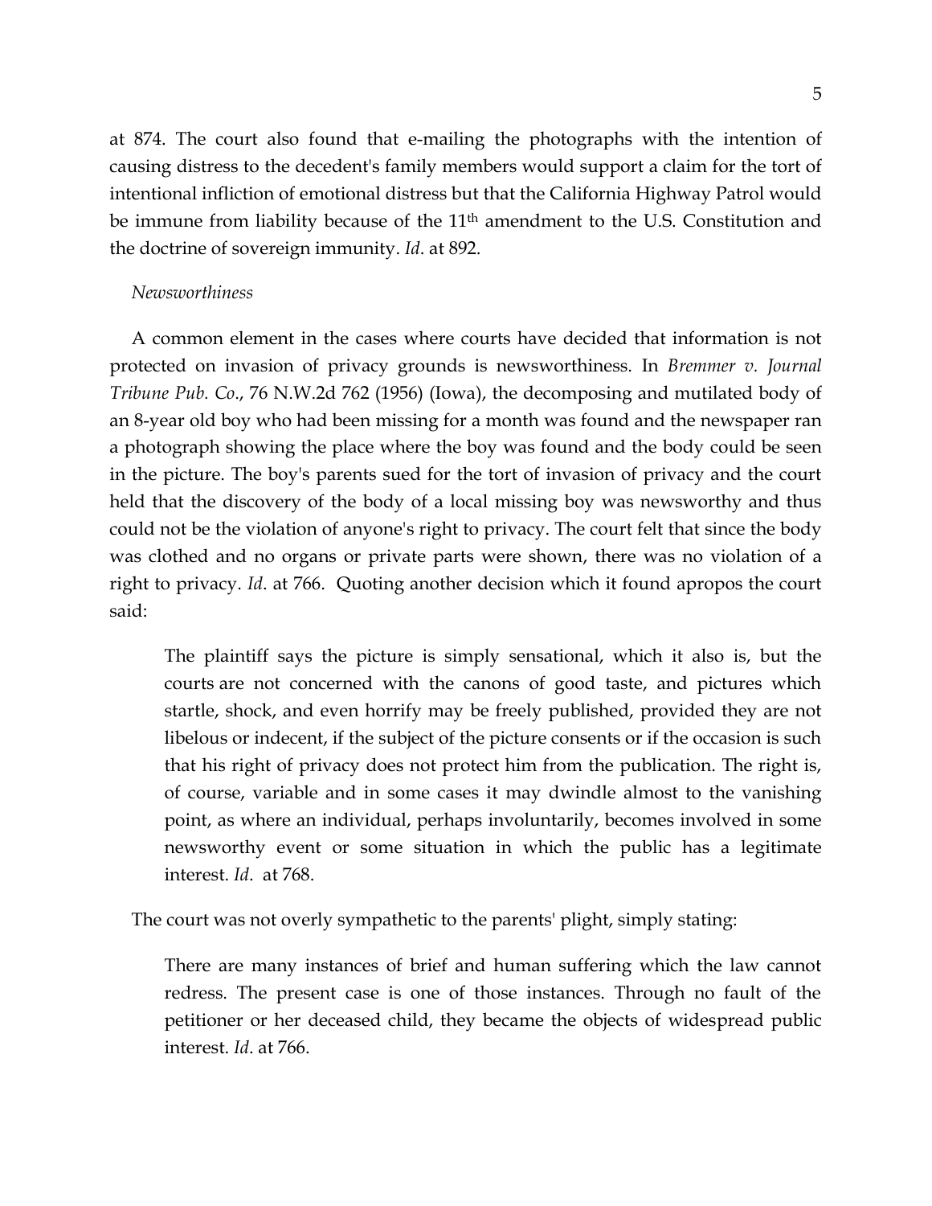at 874. The court also found that e-mailing the photographs with the intention of causing distress to the decedent's family members would support a claim for the tort of intentional infliction of emotional distress but that the California Highway Patrol would be immune from liability because of the 11th amendment to the U.S. Constitution and the doctrine of sovereign immunity. *Id*. at 892.

*Newsworthiness*

A common element in the cases where courts have decided that information is not protected on invasion of privacy grounds is newsworthiness. In *Bremmer v. Journal Tribune Pub. Co*., 76 N.W.2d 762 (1956) (Iowa), the decomposing and mutilated body of an 8-year old boy who had been missing for a month was found and the newspaper ran a photograph showing the place where the boy was found and the body could be seen in the picture. The boy's parents sued for the tort of invasion of privacy and the court held that the discovery of the body of a local missing boy was newsworthy and thus could not be the violation of anyone's right to privacy. The court felt that since the body was clothed and no organs or private parts were shown, there was no violation of a right to privacy. *Id*. at 766. Quoting another decision which it found apropos the court said:

> The plaintiff says the picture is simply sensational, which it also is, but the courts are not concerned with the canons of good taste, and pictures which startle, shock, and even horrify may be freely published, provided they are not libelous or indecent, if the subject of the picture consents or if the occasion is such that his right of privacy does not protect him from the publication. The right is, of course, variable and in some cases it may dwindle almost to the vanishing point, as where an individual, perhaps involuntarily, becomes involved in some newsworthy event or some situation in which the public has a legitimate interest. *Id*. at 768.

The court was not overly sympathetic to the parents' plight, simply stating:

> There are many instances of brief and human suffering which the law cannot redress. The present case is one of those instances. Through no fault of the petitioner or her deceased child, they became the objects of widespread public interest. *Id*. at 766.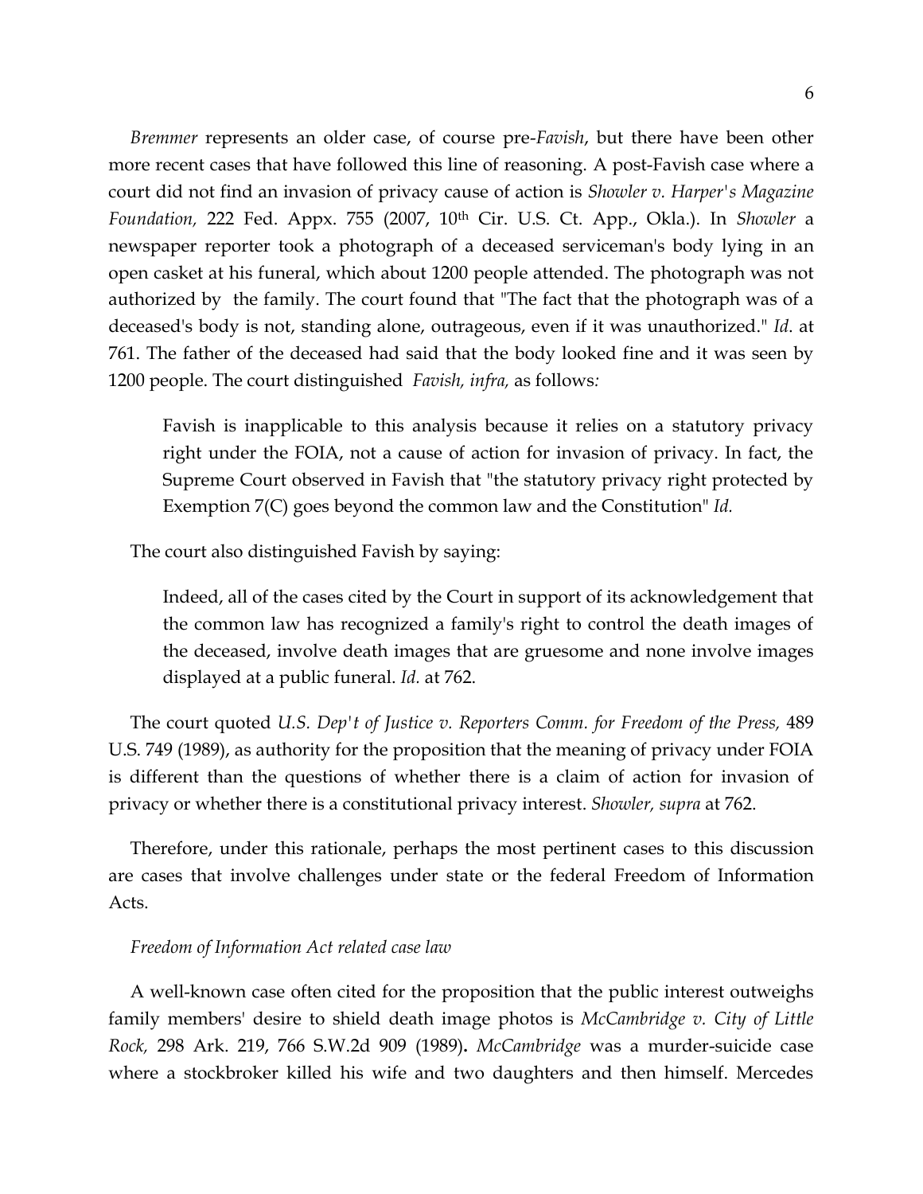*Bremmer* represents an older case, of course pre-*Favish*, but there have been other more recent cases that have followed this line of reasoning. A post-Favish case where a court did not find an invasion of privacy cause of action is *Showler v. Harper's Magazine Foundation,* 222 Fed. Appx. 755 (2007, 10th Cir. U.S. Ct. App., Okla.). In *Showler* a newspaper reporter took a photograph of a deceased serviceman's body lying in an open casket at his funeral, which about 1200 people attended. The photograph was not authorized by the family. The court found that "The fact that the photograph was of a deceased's body is not, standing alone, outrageous, even if it was unauthorized." *Id.* at 761. The father of the deceased had said that the body looked fine and it was seen by 1200 people. The court distinguished *Favish, infra,* as follows*:*

> Favish is inapplicable to this analysis because it relies on a statutory privacy right under the FOIA, not a cause of action for invasion of privacy. In fact, the Supreme Court observed in Favish that "the statutory privacy right protected by Exemption 7(C) goes beyond the common law and the Constitution" *Id.*

The court also distinguished Favish by saying:

> Indeed, all of the cases cited by the Court in support of its acknowledgement that the common law has recognized a family's right to control the death images of the deceased, involve death images that are gruesome and none involve images displayed at a public funeral. *Id.* at 762.

The court quoted *U.S. Dep't of Justice v. Reporters Comm. for Freedom of the Press,* 489 U.S. 749 (1989), as authority for the proposition that the meaning of privacy under FOIA is different than the questions of whether there is a claim of action for invasion of privacy or whether there is a constitutional privacy interest. *Showler, supra* at 762.

Therefore, under this rationale, perhaps the most pertinent cases to this discussion are cases that involve challenges under state or the federal Freedom of Information Acts.

*Freedom of Information Act related case law*

A well-known case often cited for the proposition that the public interest outweighs family members' desire to shield death image photos is *McCambridge v. City of Little Rock,* 298 Ark. 219, 766 S.W.2d 909 (1989)**.** *McCambridge* was a murder-suicide case where a stockbroker killed his wife and two daughters and then himself. Mercedes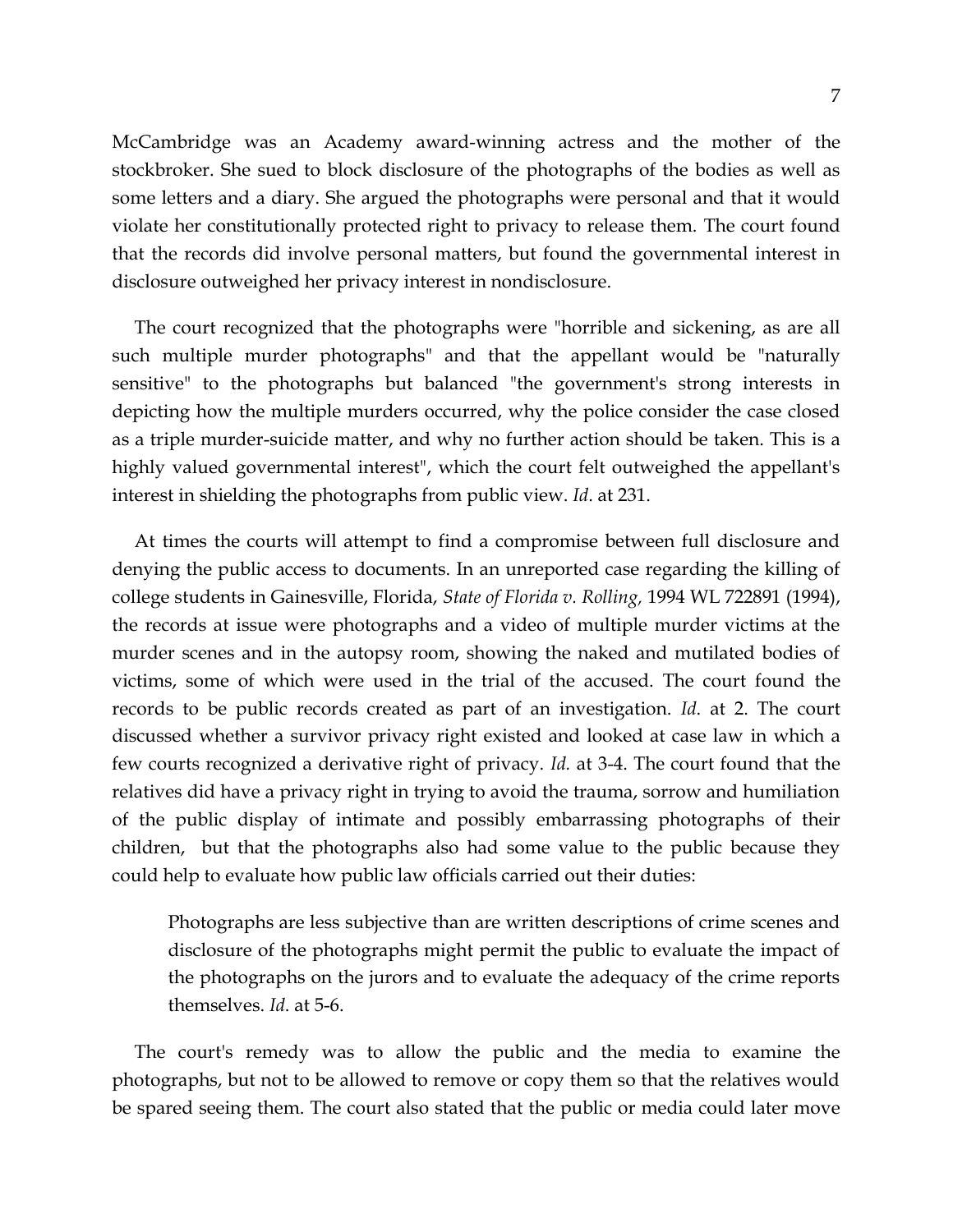McCambridge was an Academy award-winning actress and the mother of the stockbroker. She sued to block disclosure of the photographs of the bodies as well as some letters and a diary. She argued the photographs were personal and that it would violate her constitutionally protected right to privacy to release them. The court found that the records did involve personal matters, but found the governmental interest in disclosure outweighed her privacy interest in nondisclosure.

The court recognized that the photographs were "horrible and sickening, as are all such multiple murder photographs" and that the appellant would be "naturally sensitive" to the photographs but balanced "the government's strong interests in depicting how the multiple murders occurred, why the police consider the case closed as a triple murder-suicide matter, and why no further action should be taken. This is a highly valued governmental interest", which the court felt outweighed the appellant's interest in shielding the photographs from public view. *Id*. at 231.

At times the courts will attempt to find a compromise between full disclosure and denying the public access to documents. In an unreported case regarding the killing of college students in Gainesville, Florida, *State of Florida v. Rolling,* 1994 WL 722891 (1994), the records at issue were photographs and a video of multiple murder victims at the murder scenes and in the autopsy room, showing the naked and mutilated bodies of victims, some of which were used in the trial of the accused. The court found the records to be public records created as part of an investigation. *Id.* at 2. The court discussed whether a survivor privacy right existed and looked at case law in which a few courts recognized a derivative right of privacy. *Id.* at 3-4. The court found that the relatives did have a privacy right in trying to avoid the trauma, sorrow and humiliation of the public display of intimate and possibly embarrassing photographs of their children, but that the photographs also had some value to the public because they could help to evaluate how public law officials carried out their duties:

> Photographs are less subjective than are written descriptions of crime scenes and disclosure of the photographs might permit the public to evaluate the impact of the photographs on the jurors and to evaluate the adequacy of the crime reports themselves. *Id*. at 5-6.

The court's remedy was to allow the public and the media to examine the photographs, but not to be allowed to remove or copy them so that the relatives would be spared seeing them. The court also stated that the public or media could later move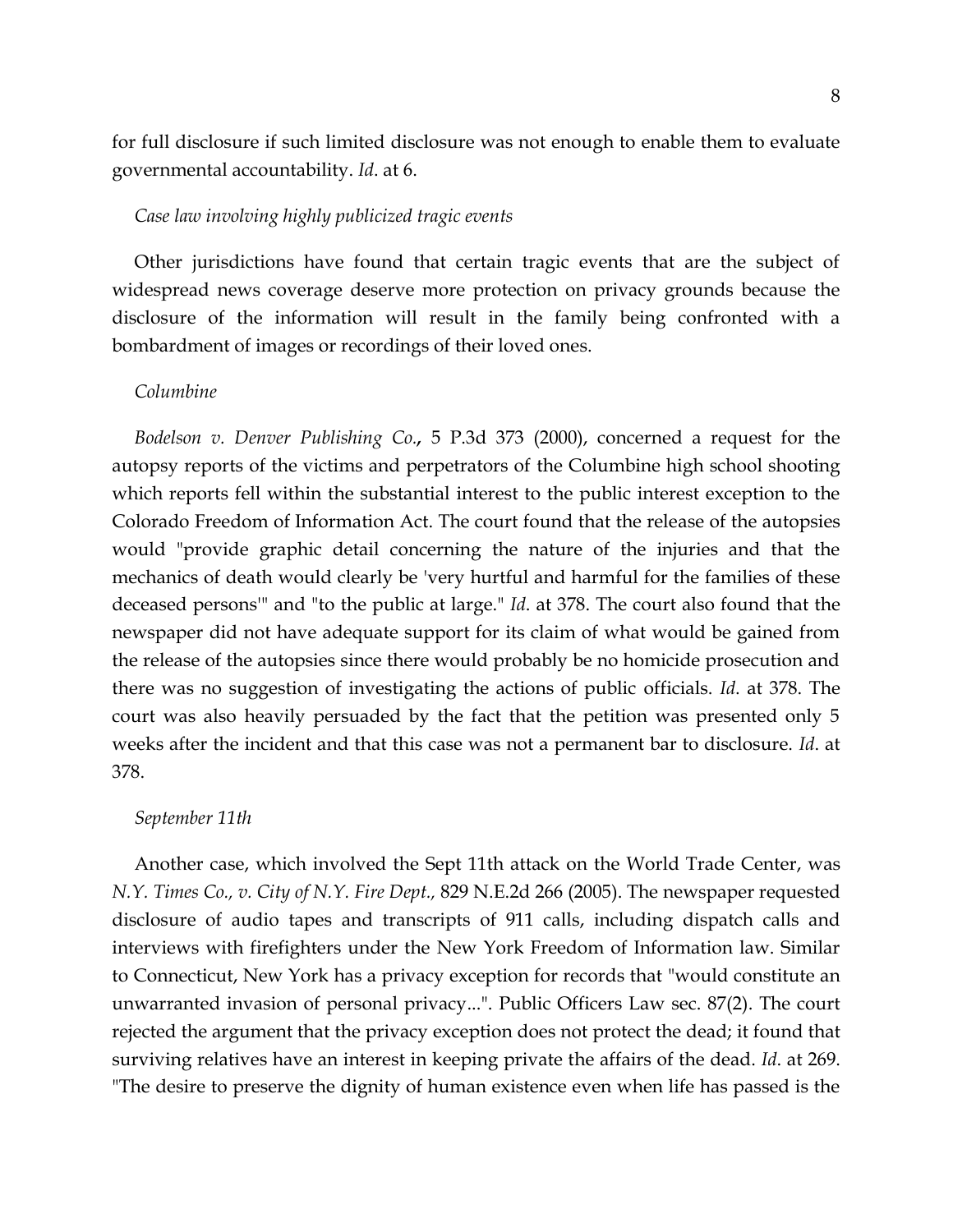for full disclosure if such limited disclosure was not enough to enable them to evaluate governmental accountability. *Id*. at 6.

*Case law involving highly publicized tragic events*

Other jurisdictions have found that certain tragic events that are the subject of widespread news coverage deserve more protection on privacy grounds because the disclosure of the information will result in the family being confronted with a bombardment of images or recordings of their loved ones.

*Columbine*

*Bodelson v. Denver Publishing Co.***,** 5 P.3d 373 (2000), concerned a request for the autopsy reports of the victims and perpetrators of the Columbine high school shooting which reports fell within the substantial interest to the public interest exception to the Colorado Freedom of Information Act. The court found that the release of the autopsies would "provide graphic detail concerning the nature of the injuries and that the mechanics of death would clearly be 'very hurtful and harmful for the families of these deceased persons'" and "to the public at large." *Id*. at 378. The court also found that the newspaper did not have adequate support for its claim of what would be gained from the release of the autopsies since there would probably be no homicide prosecution and there was no suggestion of investigating the actions of public officials. *Id*. at 378. The court was also heavily persuaded by the fact that the petition was presented only 5 weeks after the incident and that this case was not a permanent bar to disclosure. *Id*. at 378.

*September 11th*

Another case, which involved the Sept 11th attack on the World Trade Center, was *N.Y. Times Co., v. City of N.Y. Fire Dept.,* 829 N.E.2d 266 (2005). The newspaper requested disclosure of audio tapes and transcripts of 911 calls, including dispatch calls and interviews with firefighters under the New York Freedom of Information law. Similar to Connecticut, New York has a privacy exception for records that "would constitute an unwarranted invasion of personal privacy...". Public Officers Law sec. 87(2). The court rejected the argument that the privacy exception does not protect the dead; it found that surviving relatives have an interest in keeping private the affairs of the dead. *Id*. at 269. "The desire to preserve the dignity of human existence even when life has passed is the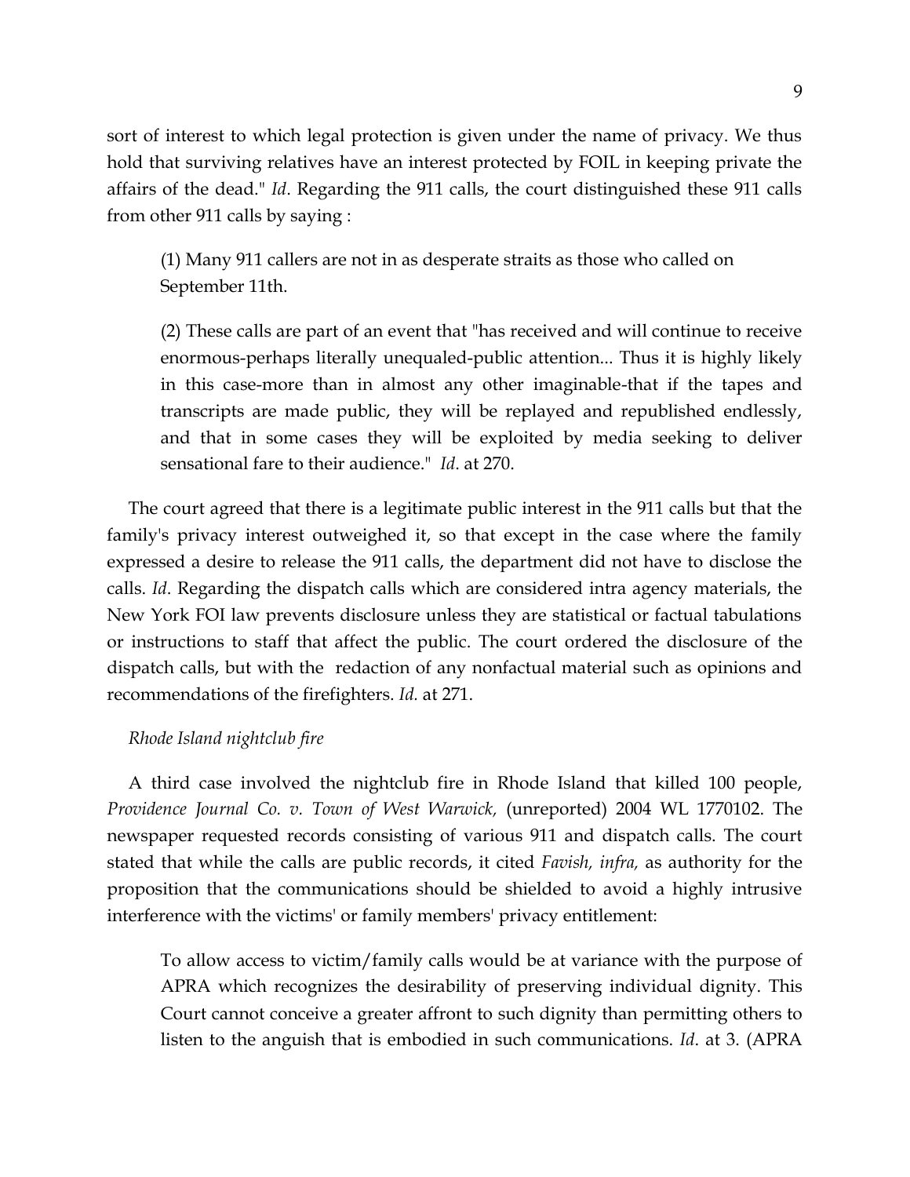sort of interest to which legal protection is given under the name of privacy. We thus hold that surviving relatives have an interest protected by FOIL in keeping private the affairs of the dead." *Id*. Regarding the 911 calls, the court distinguished these 911 calls from other 911 calls by saying :

> (1) Many 911 callers are not in as desperate straits as those who called on September 11th.
>
> (2) These calls are part of an event that "has received and will continue to receive enormous-perhaps literally unequaled-public attention... Thus it is highly likely in this case-more than in almost any other imaginable-that if the tapes and transcripts are made public, they will be replayed and republished endlessly, and that in some cases they will be exploited by media seeking to deliver sensational fare to their audience." *Id*. at 270.

The court agreed that there is a legitimate public interest in the 911 calls but that the family's privacy interest outweighed it, so that except in the case where the family expressed a desire to release the 911 calls, the department did not have to disclose the calls. *Id*. Regarding the dispatch calls which are considered intra agency materials, the New York FOI law prevents disclosure unless they are statistical or factual tabulations or instructions to staff that affect the public. The court ordered the disclosure of the dispatch calls, but with the redaction of any nonfactual material such as opinions and recommendations of the firefighters. *Id.* at 271.

*Rhode Island nightclub fire*

A third case involved the nightclub fire in Rhode Island that killed 100 people, *Providence Journal Co. v. Town of West Warwick,* (unreported) 2004 WL 1770102. The newspaper requested records consisting of various 911 and dispatch calls. The court stated that while the calls are public records, it cited *Favish, infra,* as authority for the proposition that the communications should be shielded to avoid a highly intrusive interference with the victims' or family members' privacy entitlement:

> To allow access to victim/family calls would be at variance with the purpose of APRA which recognizes the desirability of preserving individual dignity. This Court cannot conceive a greater affront to such dignity than permitting others to listen to the anguish that is embodied in such communications. *Id*. at 3. (APRA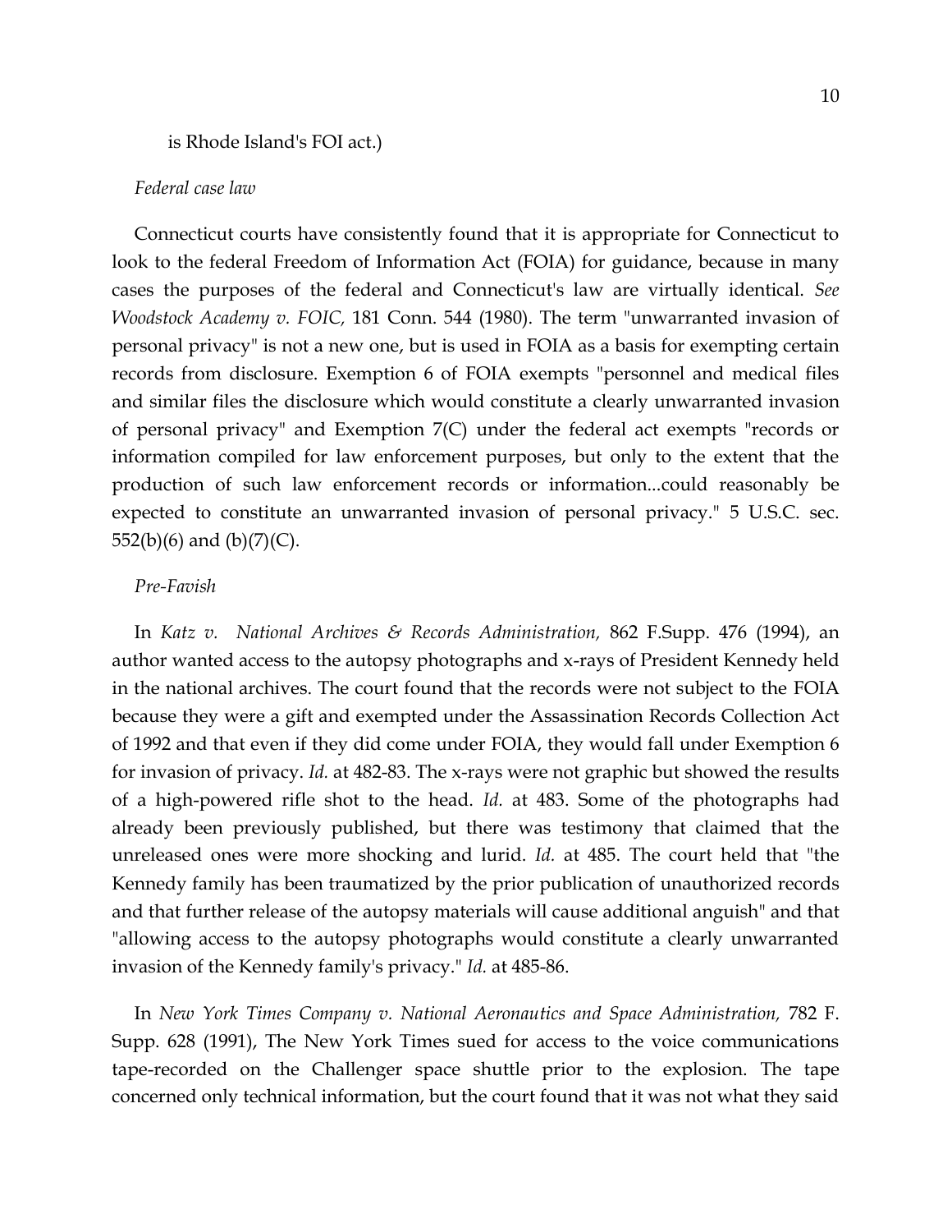is Rhode Island's FOI act.)

*Federal case law*

Connecticut courts have consistently found that it is appropriate for Connecticut to look to the federal Freedom of Information Act (FOIA) for guidance, because in many cases the purposes of the federal and Connecticut's law are virtually identical. *See Woodstock Academy v. FOIC,* 181 Conn. 544 (1980). The term "unwarranted invasion of personal privacy" is not a new one, but is used in FOIA as a basis for exempting certain records from disclosure. Exemption 6 of FOIA exempts "personnel and medical files and similar files the disclosure which would constitute a clearly unwarranted invasion of personal privacy" and Exemption 7(C) under the federal act exempts "records or information compiled for law enforcement purposes, but only to the extent that the production of such law enforcement records or information...could reasonably be expected to constitute an unwarranted invasion of personal privacy." 5 U.S.C. sec. 552(b)(6) and (b)(7)(C).

*Pre-Favish*

In *Katz v. National Archives & Records Administration,* 862 F.Supp. 476 (1994), an author wanted access to the autopsy photographs and x-rays of President Kennedy held in the national archives. The court found that the records were not subject to the FOIA because they were a gift and exempted under the Assassination Records Collection Act of 1992 and that even if they did come under FOIA, they would fall under Exemption 6 for invasion of privacy. *Id.* at 482-83. The x-rays were not graphic but showed the results of a high-powered rifle shot to the head. *Id.* at 483. Some of the photographs had already been previously published, but there was testimony that claimed that the unreleased ones were more shocking and lurid. *Id.* at 485. The court held that "the Kennedy family has been traumatized by the prior publication of unauthorized records and that further release of the autopsy materials will cause additional anguish" and that "allowing access to the autopsy photographs would constitute a clearly unwarranted invasion of the Kennedy family's privacy." *Id.* at 485-86.

In *New York Times Company v. National Aeronautics and Space Administration,* 782 F. Supp. 628 (1991), The New York Times sued for access to the voice communications tape-recorded on the Challenger space shuttle prior to the explosion. The tape concerned only technical information, but the court found that it was not what they said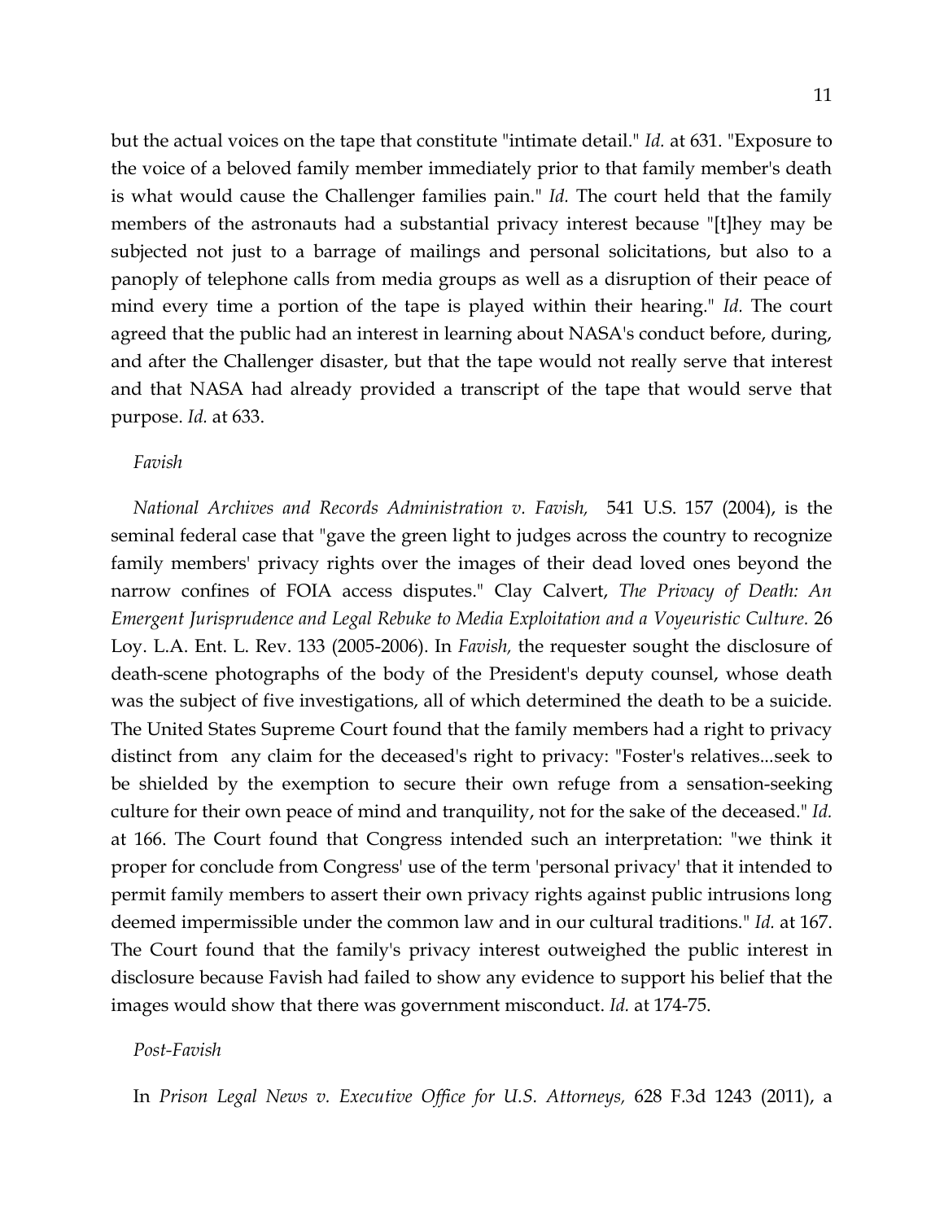but the actual voices on the tape that constitute "intimate detail." *Id.* at 631. "Exposure to the voice of a beloved family member immediately prior to that family member's death is what would cause the Challenger families pain." *Id.* The court held that the family members of the astronauts had a substantial privacy interest because "[t]hey may be subjected not just to a barrage of mailings and personal solicitations, but also to a panoply of telephone calls from media groups as well as a disruption of their peace of mind every time a portion of the tape is played within their hearing." *Id.* The court agreed that the public had an interest in learning about NASA's conduct before, during, and after the Challenger disaster, but that the tape would not really serve that interest and that NASA had already provided a transcript of the tape that would serve that purpose. *Id.* at 633.

*Favish*

*National Archives and Records Administration v. Favish,* 541 U.S. 157 (2004), is the seminal federal case that "gave the green light to judges across the country to recognize family members' privacy rights over the images of their dead loved ones beyond the narrow confines of FOIA access disputes." Clay Calvert, *The Privacy of Death: An Emergent Jurisprudence and Legal Rebuke to Media Exploitation and a Voyeuristic Culture.* 26 Loy. L.A. Ent. L. Rev. 133 (2005-2006). In *Favish,* the requester sought the disclosure of death-scene photographs of the body of the President's deputy counsel, whose death was the subject of five investigations, all of which determined the death to be a suicide. The United States Supreme Court found that the family members had a right to privacy distinct from any claim for the deceased's right to privacy: "Foster's relatives...seek to be shielded by the exemption to secure their own refuge from a sensation-seeking culture for their own peace of mind and tranquility, not for the sake of the deceased." *Id.* at 166. The Court found that Congress intended such an interpretation: "we think it proper for conclude from Congress' use of the term 'personal privacy' that it intended to permit family members to assert their own privacy rights against public intrusions long deemed impermissible under the common law and in our cultural traditions." *Id.* at 167. The Court found that the family's privacy interest outweighed the public interest in disclosure because Favish had failed to show any evidence to support his belief that the images would show that there was government misconduct. *Id.* at 174-75.

*Post-Favish*

In *Prison Legal News v. Executive Office for U.S. Attorneys,* 628 F.3d 1243 (2011), a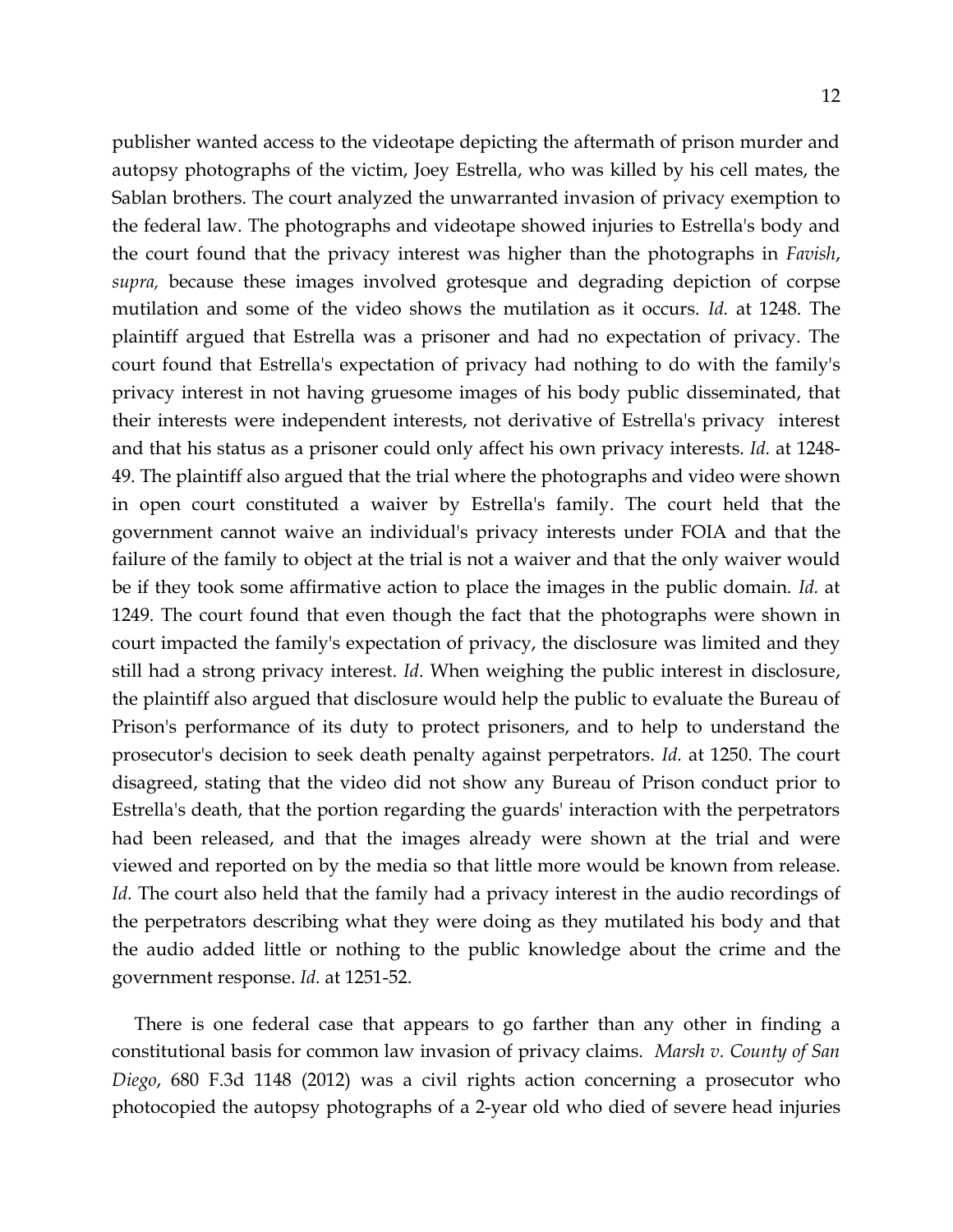publisher wanted access to the videotape depicting the aftermath of prison murder and autopsy photographs of the victim, Joey Estrella, who was killed by his cell mates, the Sablan brothers. The court analyzed the unwarranted invasion of privacy exemption to the federal law. The photographs and videotape showed injuries to Estrella's body and the court found that the privacy interest was higher than the photographs in *Favish*, *supra,* because these images involved grotesque and degrading depiction of corpse mutilation and some of the video shows the mutilation as it occurs. *Id.* at 1248. The plaintiff argued that Estrella was a prisoner and had no expectation of privacy. The court found that Estrella's expectation of privacy had nothing to do with the family's privacy interest in not having gruesome images of his body public disseminated, that their interests were independent interests, not derivative of Estrella's privacy interest and that his status as a prisoner could only affect his own privacy interests. *Id.* at 1248-49. The plaintiff also argued that the trial where the photographs and video were shown in open court constituted a waiver by Estrella's family. The court held that the government cannot waive an individual's privacy interests under FOIA and that the failure of the family to object at the trial is not a waiver and that the only waiver would be if they took some affirmative action to place the images in the public domain. *Id.* at 1249. The court found that even though the fact that the photographs were shown in court impacted the family's expectation of privacy, the disclosure was limited and they still had a strong privacy interest. *Id*. When weighing the public interest in disclosure, the plaintiff also argued that disclosure would help the public to evaluate the Bureau of Prison's performance of its duty to protect prisoners, and to help to understand the prosecutor's decision to seek death penalty against perpetrators. *Id.* at 1250. The court disagreed, stating that the video did not show any Bureau of Prison conduct prior to Estrella's death, that the portion regarding the guards' interaction with the perpetrators had been released, and that the images already were shown at the trial and were viewed and reported on by the media so that little more would be known from release. *Id.* The court also held that the family had a privacy interest in the audio recordings of the perpetrators describing what they were doing as they mutilated his body and that the audio added little or nothing to the public knowledge about the crime and the government response. *Id.* at 1251-52.

There is one federal case that appears to go farther than any other in finding a constitutional basis for common law invasion of privacy claims. *Marsh v. County of San Diego*, 680 F.3d 1148 (2012) was a civil rights action concerning a prosecutor who photocopied the autopsy photographs of a 2-year old who died of severe head injuries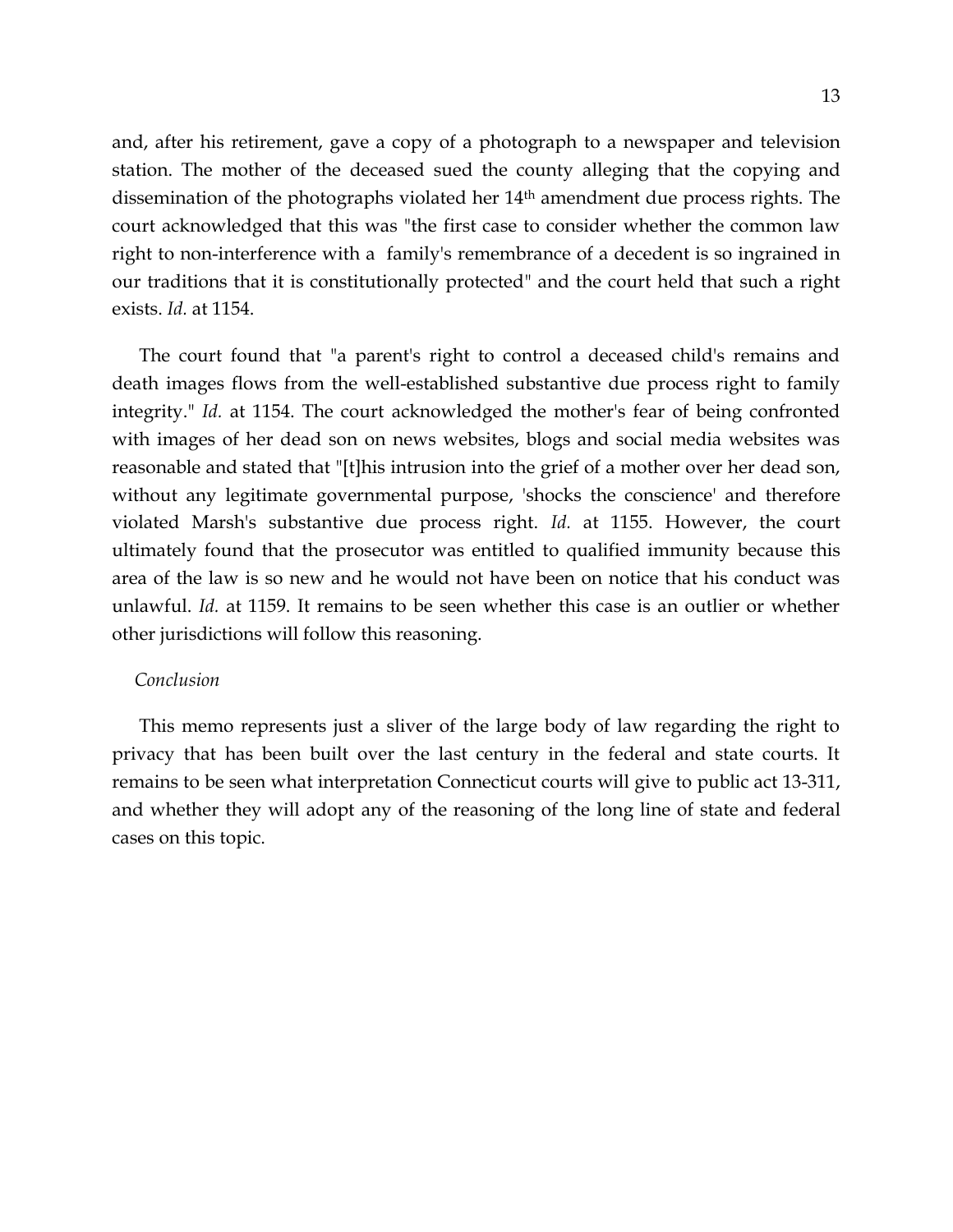and, after his retirement, gave a copy of a photograph to a newspaper and television station. The mother of the deceased sued the county alleging that the copying and dissemination of the photographs violated her 14th amendment due process rights. The court acknowledged that this was "the first case to consider whether the common law right to non-interference with a family's remembrance of a decedent is so ingrained in our traditions that it is constitutionally protected" and the court held that such a right exists. *Id.* at 1154.

The court found that "a parent's right to control a deceased child's remains and death images flows from the well-established substantive due process right to family integrity." *Id.* at 1154. The court acknowledged the mother's fear of being confronted with images of her dead son on news websites, blogs and social media websites was reasonable and stated that "[t]his intrusion into the grief of a mother over her dead son, without any legitimate governmental purpose, 'shocks the conscience' and therefore violated Marsh's substantive due process right. *Id.* at 1155. However, the court ultimately found that the prosecutor was entitled to qualified immunity because this area of the law is so new and he would not have been on notice that his conduct was unlawful. *Id.* at 1159. It remains to be seen whether this case is an outlier or whether other jurisdictions will follow this reasoning.

*Conclusion*

This memo represents just a sliver of the large body of law regarding the right to privacy that has been built over the last century in the federal and state courts. It remains to be seen what interpretation Connecticut courts will give to public act 13-311, and whether they will adopt any of the reasoning of the long line of state and federal cases on this topic.